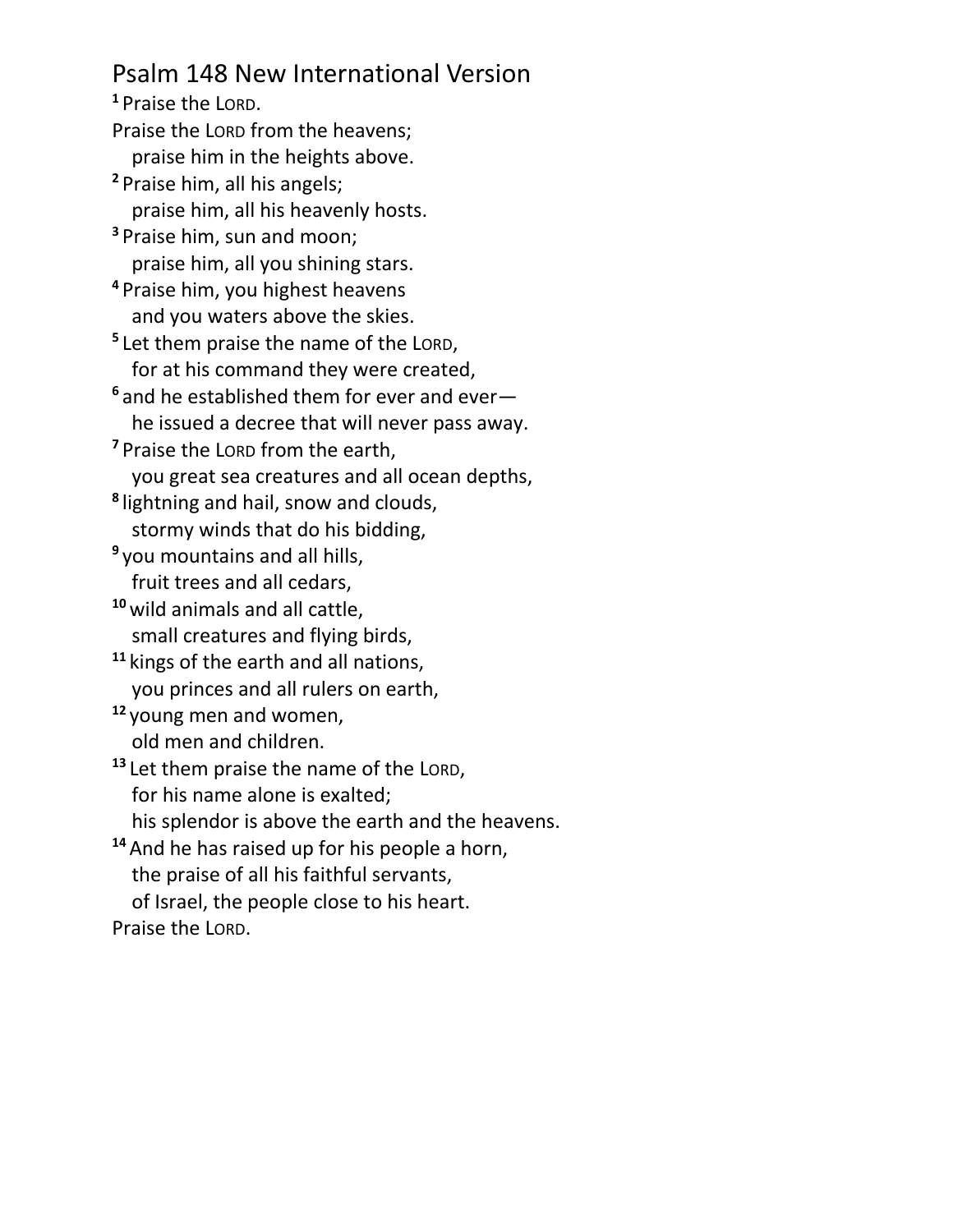# Psalm 148 New International Version

[1] Praise the LORD.
Praise the LORD from the heavens;
praise him in the heights above.
[2] Praise him, all his angels;
praise him, all his heavenly hosts.
[3] Praise him, sun and moon;
praise him, all you shining stars.
[4] Praise him, you highest heavens
and you waters above the skies.
[5] Let them praise the name of the LORD,
for at his command they were created,
[6] and he established them for ever and ever—
he issued a decree that will never pass away.
[7] Praise the LORD from the earth,
you great sea creatures and all ocean depths,
[8] lightning and hail, snow and clouds,
stormy winds that do his bidding,
[9] you mountains and all hills,
fruit trees and all cedars,
[10] wild animals and all cattle,
small creatures and flying birds,
[11] kings of the earth and all nations,
you princes and all rulers on earth,
[12] young men and women,
old men and children.
[13] Let them praise the name of the LORD,
for his name alone is exalted;
his splendor is above the earth and the heavens.
[14] And he has raised up for his people a horn,
the praise of all his faithful servants,
of Israel, the people close to his heart.
Praise the LORD.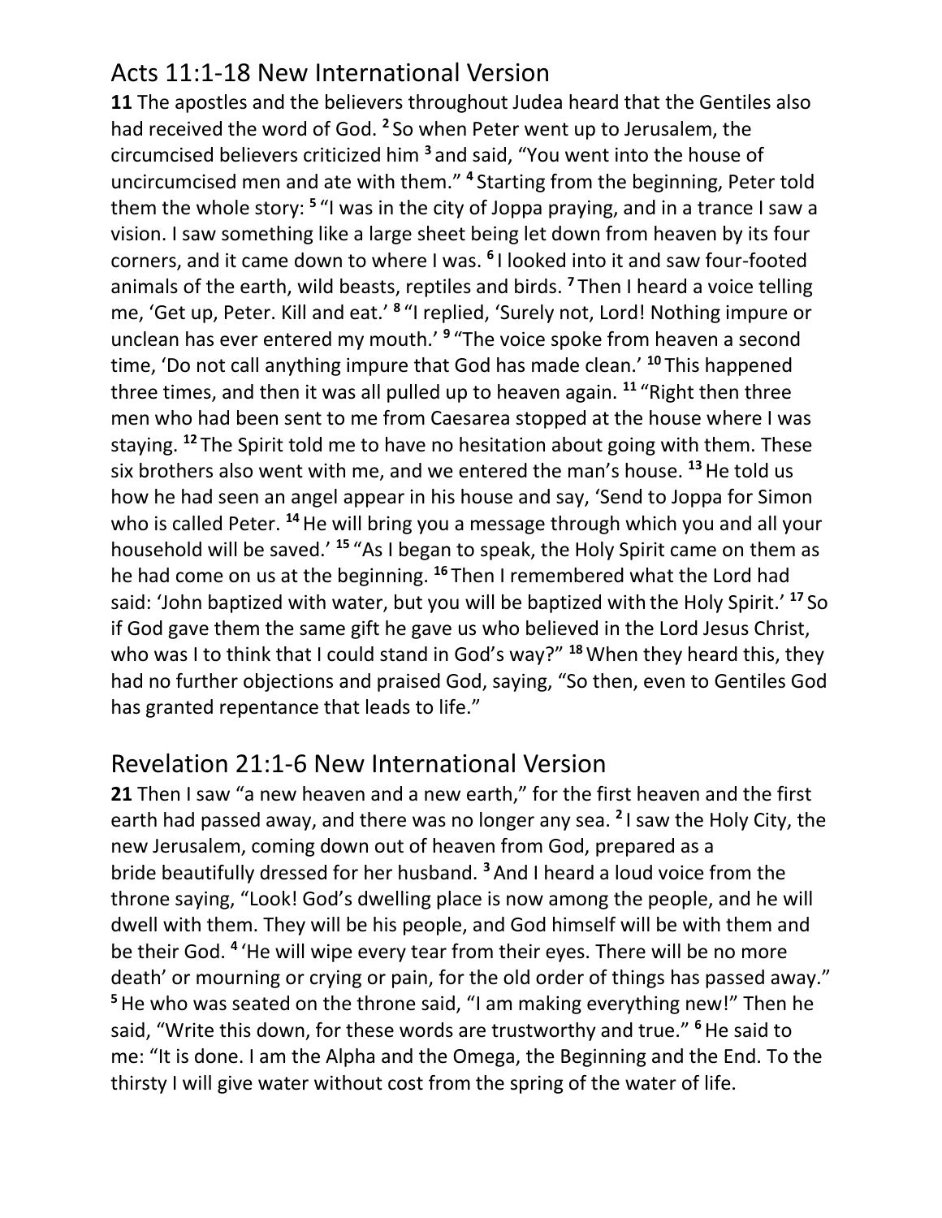## Acts 11:1-18 New International Version

**11** The apostles and the believers throughout Judea heard that the Gentiles also had received the word of God. **2** So when Peter went up to Jerusalem, the circumcised believers criticized him **3** and said, “You went into the house of uncircumcised men and ate with them.” **4** Starting from the beginning, Peter told them the whole story: **5** “I was in the city of Joppa praying, and in a trance I saw a vision. I saw something like a large sheet being let down from heaven by its four corners, and it came down to where I was. **6** I looked into it and saw four-footed animals of the earth, wild beasts, reptiles and birds. **7** Then I heard a voice telling me, ‘Get up, Peter. Kill and eat.’ **8** “I replied, ‘Surely not, Lord! Nothing impure or unclean has ever entered my mouth.’ **9** “The voice spoke from heaven a second time, ‘Do not call anything impure that God has made clean.’ **10** This happened three times, and then it was all pulled up to heaven again. **11** “Right then three men who had been sent to me from Caesarea stopped at the house where I was staying. **12** The Spirit told me to have no hesitation about going with them. These six brothers also went with me, and we entered the man’s house. **13** He told us how he had seen an angel appear in his house and say, ‘Send to Joppa for Simon who is called Peter. **14** He will bring you a message through which you and all your household will be saved.’ **15** “As I began to speak, the Holy Spirit came on them as he had come on us at the beginning. **16** Then I remembered what the Lord had said: ‘John baptized with water, but you will be baptized with the Holy Spirit.’ **17** So if God gave them the same gift he gave us who believed in the Lord Jesus Christ, who was I to think that I could stand in God’s way?” **18** When they heard this, they had no further objections and praised God, saying, “So then, even to Gentiles God has granted repentance that leads to life.”

## Revelation 21:1-6 New International Version

**21** Then I saw “a new heaven and a new earth,” for the first heaven and the first earth had passed away, and there was no longer any sea. **2** I saw the Holy City, the new Jerusalem, coming down out of heaven from God, prepared as a bride beautifully dressed for her husband. **3** And I heard a loud voice from the throne saying, “Look! God’s dwelling place is now among the people, and he will dwell with them. They will be his people, and God himself will be with them and be their God. **4** ‘He will wipe every tear from their eyes. There will be no more death’ or mourning or crying or pain, for the old order of things has passed away.” **5** He who was seated on the throne said, “I am making everything new!” Then he said, “Write this down, for these words are trustworthy and true.” **6** He said to me: “It is done. I am the Alpha and the Omega, the Beginning and the End. To the thirsty I will give water without cost from the spring of the water of life.